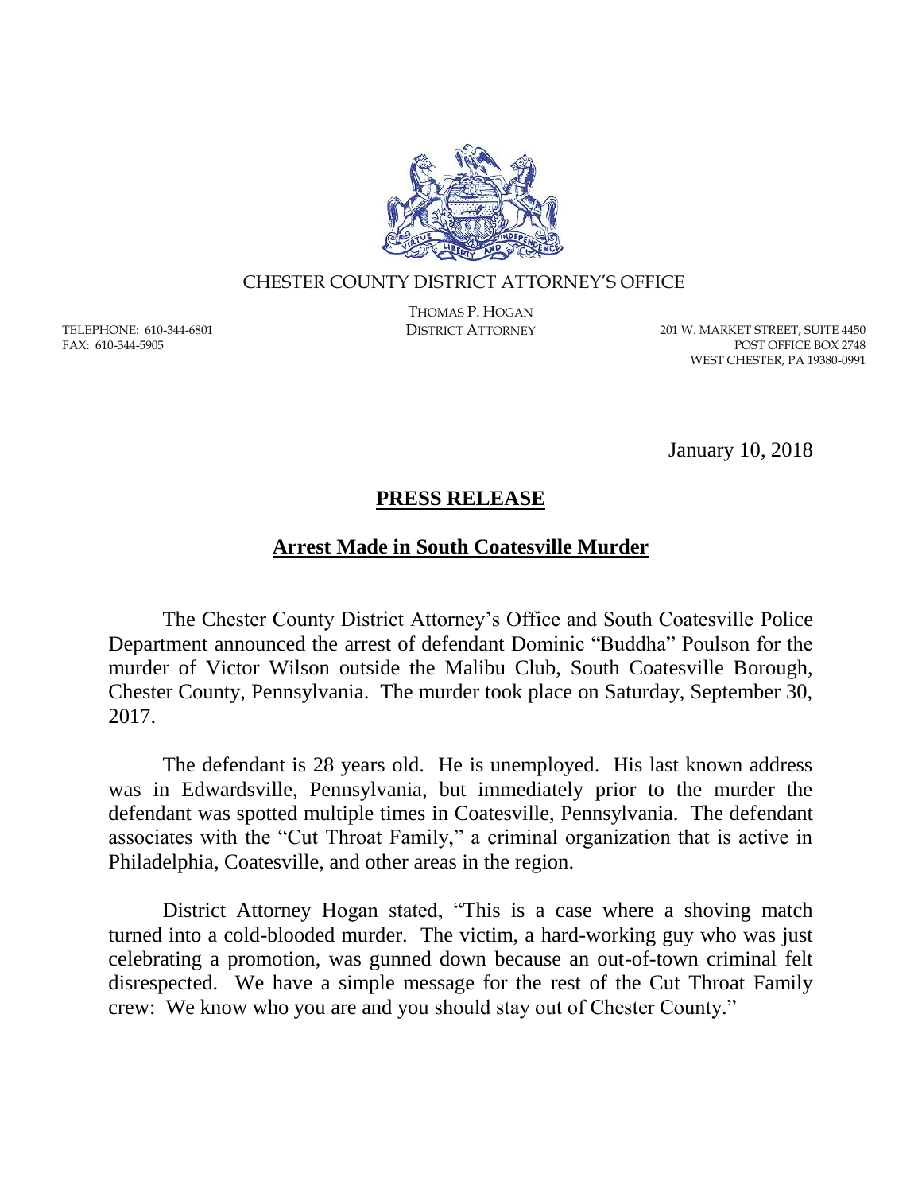CHESTER COUNTY DISTRICT ATTORNEY'S OFFICE

THOMAS P. HOGAN
DISTRICT ATTORNEY

TELEPHONE: 610-344-6801
FAX: 610-344-5905

201 W. MARKET STREET, SUITE 4450
POST OFFICE BOX 2748
WEST CHESTER, PA 19380-0991

January 10, 2018

# PRESS RELEASE

## Arrest Made in South Coatesville Murder

The Chester County District Attorney's Office and South Coatesville Police Department announced the arrest of defendant Dominic "Buddha" Poulson for the murder of Victor Wilson outside the Malibu Club, South Coatesville Borough, Chester County, Pennsylvania. The murder took place on Saturday, September 30, 2017.

The defendant is 28 years old. He is unemployed. His last known address was in Edwardsville, Pennsylvania, but immediately prior to the murder the defendant was spotted multiple times in Coatesville, Pennsylvania. The defendant associates with the "Cut Throat Family," a criminal organization that is active in Philadelphia, Coatesville, and other areas in the region.

District Attorney Hogan stated, "This is a case where a shoving match turned into a cold-blooded murder. The victim, a hard-working guy who was just celebrating a promotion, was gunned down because an out-of-town criminal felt disrespected. We have a simple message for the rest of the Cut Throat Family crew: We know who you are and you should stay out of Chester County."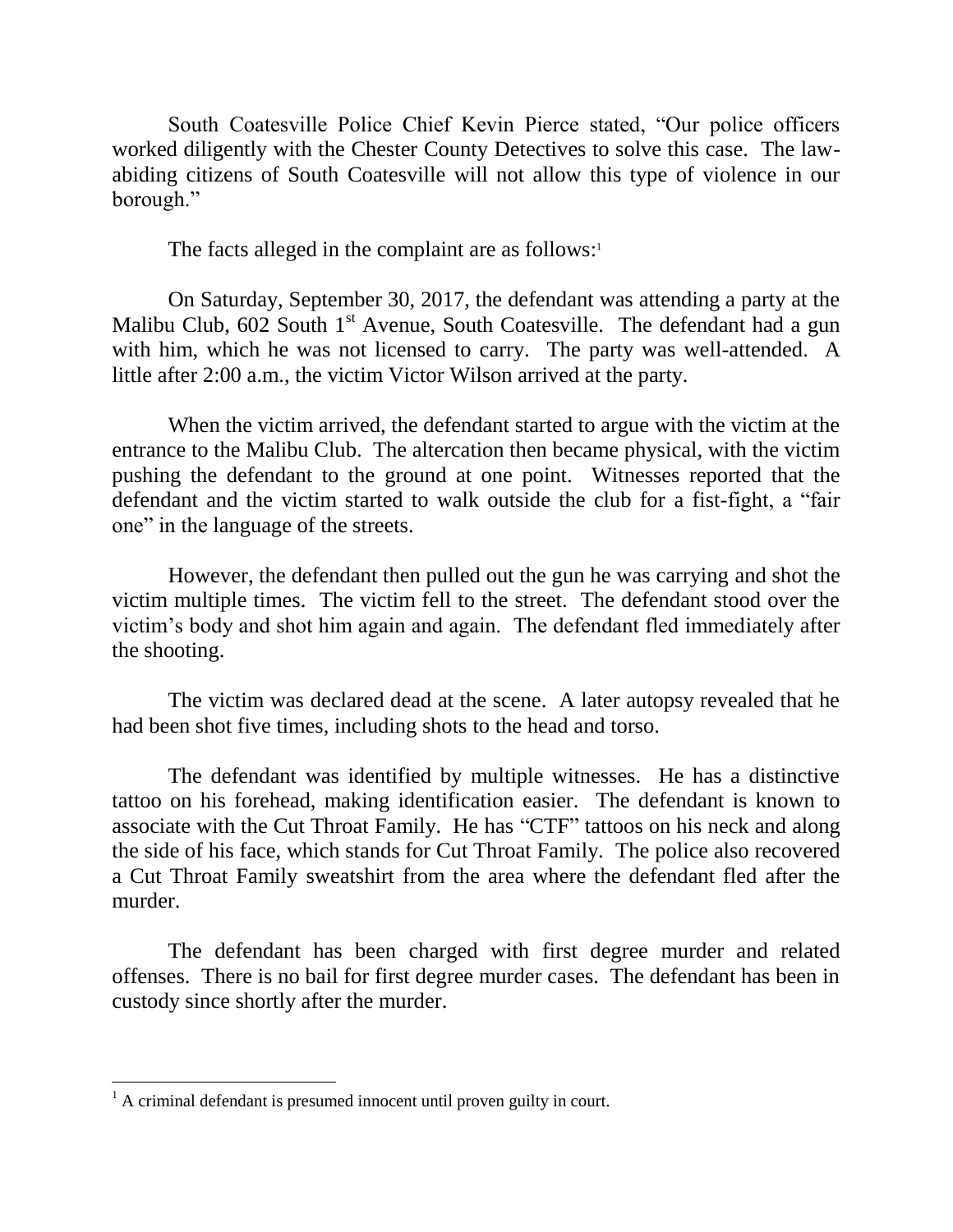South Coatesville Police Chief Kevin Pierce stated, "Our police officers worked diligently with the Chester County Detectives to solve this case. The law-abiding citizens of South Coatesville will not allow this type of violence in our borough."

The facts alleged in the complaint are as follows:[1]

On Saturday, September 30, 2017, the defendant was attending a party at the Malibu Club, 602 South 1st Avenue, South Coatesville. The defendant had a gun with him, which he was not licensed to carry. The party was well-attended. A little after 2:00 a.m., the victim Victor Wilson arrived at the party.

When the victim arrived, the defendant started to argue with the victim at the entrance to the Malibu Club. The altercation then became physical, with the victim pushing the defendant to the ground at one point. Witnesses reported that the defendant and the victim started to walk outside the club for a fist-fight, a "fair one" in the language of the streets.

However, the defendant then pulled out the gun he was carrying and shot the victim multiple times. The victim fell to the street. The defendant stood over the victim's body and shot him again and again. The defendant fled immediately after the shooting.

The victim was declared dead at the scene. A later autopsy revealed that he had been shot five times, including shots to the head and torso.

The defendant was identified by multiple witnesses. He has a distinctive tattoo on his forehead, making identification easier. The defendant is known to associate with the Cut Throat Family. He has "CTF" tattoos on his neck and along the side of his face, which stands for Cut Throat Family. The police also recovered a Cut Throat Family sweatshirt from the area where the defendant fled after the murder.

The defendant has been charged with first degree murder and related offenses. There is no bail for first degree murder cases. The defendant has been in custody since shortly after the murder.

---

[1] A criminal defendant is presumed innocent until proven guilty in court.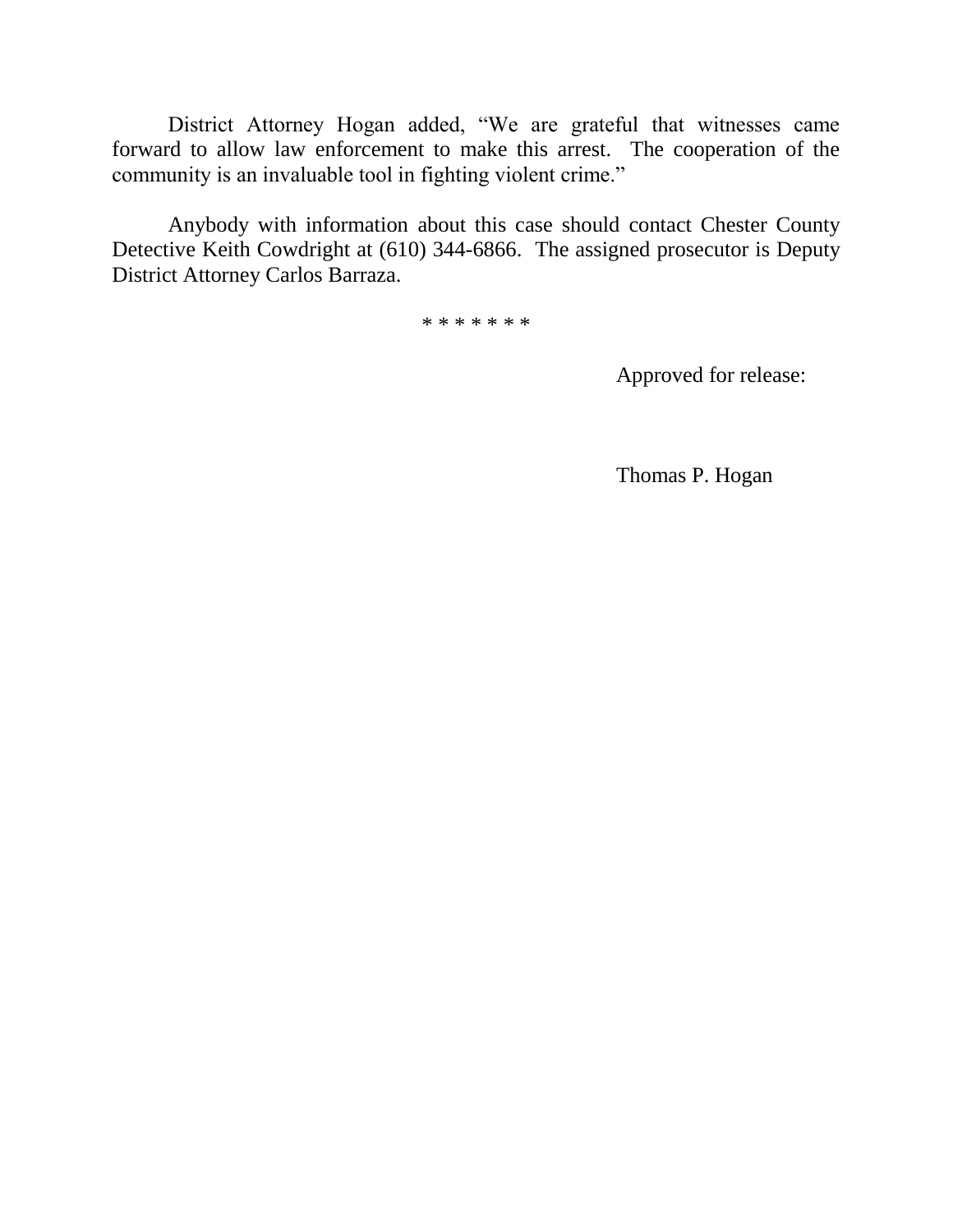District Attorney Hogan added, "We are grateful that witnesses came forward to allow law enforcement to make this arrest. The cooperation of the community is an invaluable tool in fighting violent crime."

Anybody with information about this case should contact Chester County Detective Keith Cowdright at (610) 344-6866. The assigned prosecutor is Deputy District Attorney Carlos Barraza.

* * * * * * *

Approved for release:

Thomas P. Hogan